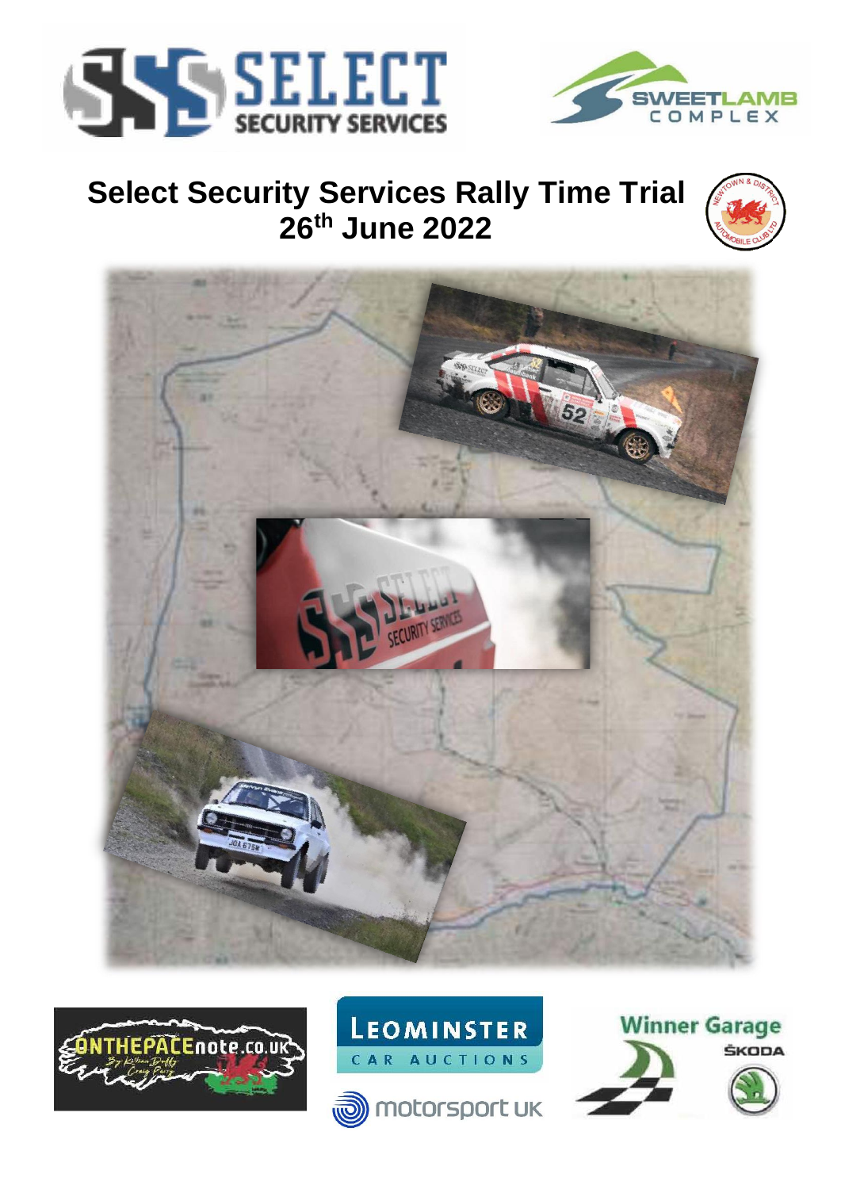# Select Security Services Rally Time Trial

## 26th June 2022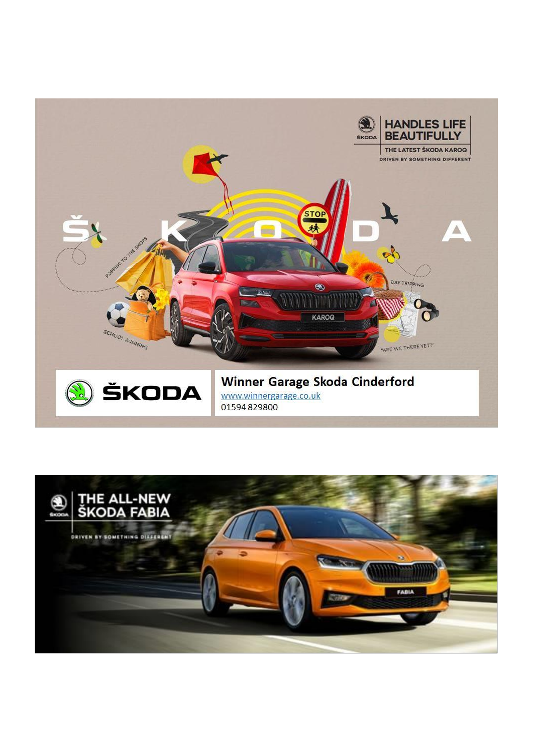HANDLES LIFE BEAUTIFULLY

THE LATEST ŠKODA KAROQ

DRIVEN BY SOMETHING DIFFERENT

ŠKODA

**Winner Garage Skoda Cinderford**

www.winnergarage.co.uk

01594 829800

THE ALL-NEW ŠKODA FABIA

DRIVEN BY SOMETHING DIFFERENT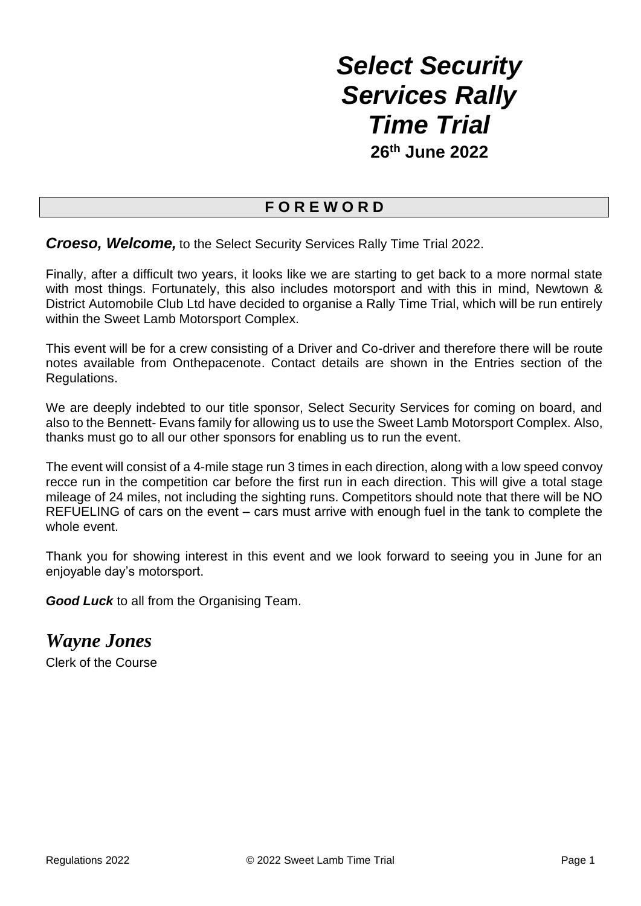# *Select Security Services Rally Time Trial*

**26th June 2022**

## F O R E W O R D

***Croeso, Welcome,*** to the Select Security Services Rally Time Trial 2022.

Finally, after a difficult two years, it looks like we are starting to get back to a more normal state with most things. Fortunately, this also includes motorsport and with this in mind, Newtown & District Automobile Club Ltd have decided to organise a Rally Time Trial, which will be run entirely within the Sweet Lamb Motorsport Complex.

This event will be for a crew consisting of a Driver and Co-driver and therefore there will be route notes available from Onthepacenote. Contact details are shown in the Entries section of the Regulations.

We are deeply indebted to our title sponsor, Select Security Services for coming on board, and also to the Bennett- Evans family for allowing us to use the Sweet Lamb Motorsport Complex. Also, thanks must go to all our other sponsors for enabling us to run the event.

The event will consist of a 4-mile stage run 3 times in each direction, along with a low speed convoy recce run in the competition car before the first run in each direction. This will give a total stage mileage of 24 miles, not including the sighting runs. Competitors should note that there will be NO REFUELING of cars on the event – cars must arrive with enough fuel in the tank to complete the whole event.

Thank you for showing interest in this event and we look forward to seeing you in June for an enjoyable day's motorsport.

***Good Luck*** to all from the Organising Team.

*Wayne Jones*

Clerk of the Course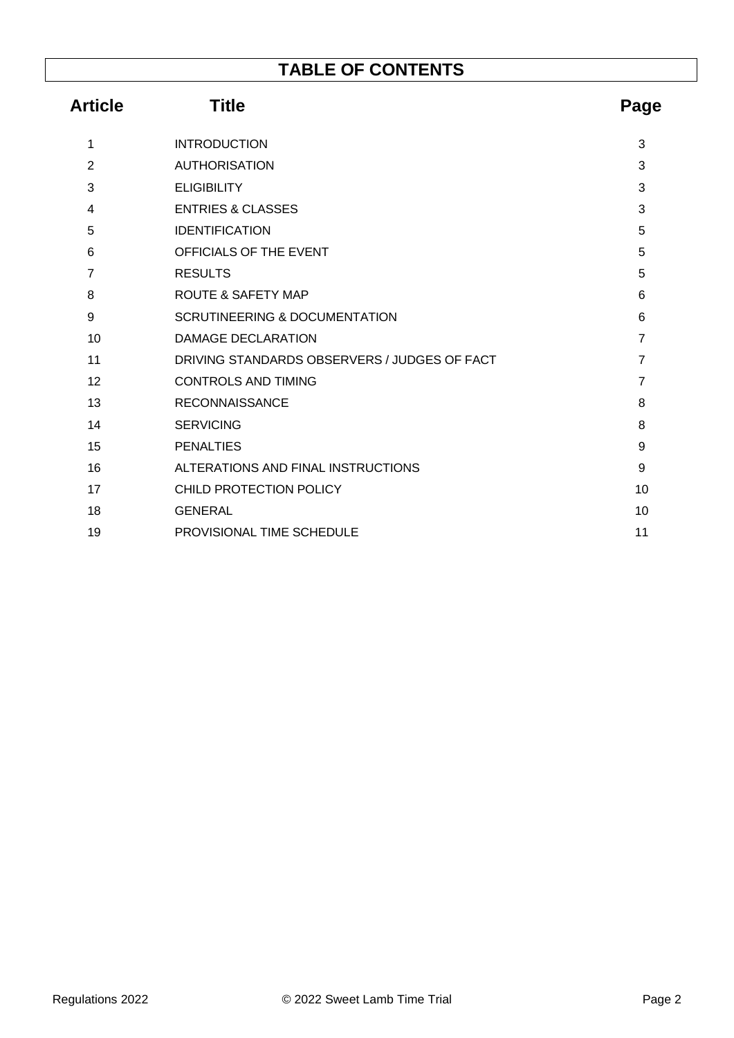# TABLE OF CONTENTS

| Article | Title | Page |
| --- | --- | --- |
| 1 | INTRODUCTION | 3 |
| 2 | AUTHORISATION | 3 |
| 3 | ELIGIBILITY | 3 |
| 4 | ENTRIES & CLASSES | 3 |
| 5 | IDENTIFICATION | 5 |
| 6 | OFFICIALS OF THE EVENT | 5 |
| 7 | RESULTS | 5 |
| 8 | ROUTE & SAFETY MAP | 6 |
| 9 | SCRUTINEERING & DOCUMENTATION | 6 |
| 10 | DAMAGE DECLARATION | 7 |
| 11 | DRIVING STANDARDS OBSERVERS / JUDGES OF FACT | 7 |
| 12 | CONTROLS AND TIMING | 7 |
| 13 | RECONNAISSANCE | 8 |
| 14 | SERVICING | 8 |
| 15 | PENALTIES | 9 |
| 16 | ALTERATIONS AND FINAL INSTRUCTIONS | 9 |
| 17 | CHILD PROTECTION POLICY | 10 |
| 18 | GENERAL | 10 |
| 19 | PROVISIONAL TIME SCHEDULE | 11 |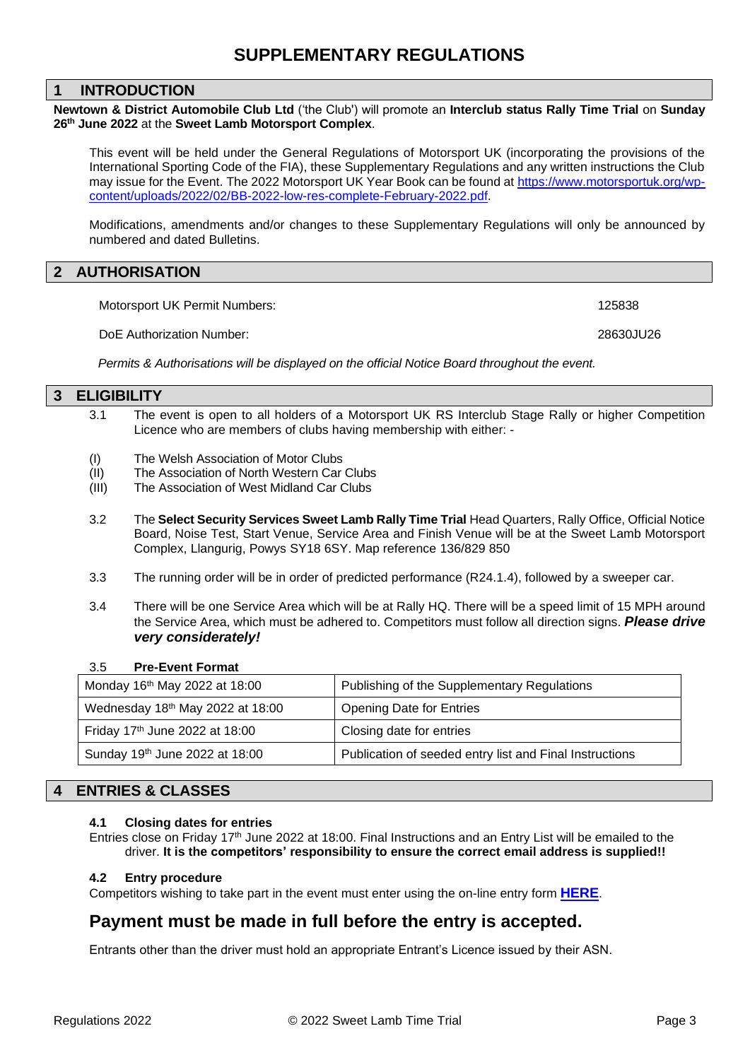# SUPPLEMENTARY REGULATIONS

## 1 INTRODUCTION

**Newtown & District Automobile Club Ltd** ('the Club') will promote an **Interclub status Rally Time Trial** on **Sunday 26th June 2022** at the **Sweet Lamb Motorsport Complex**.

This event will be held under the General Regulations of Motorsport UK (incorporating the provisions of the International Sporting Code of the FIA), these Supplementary Regulations and any written instructions the Club may issue for the Event. The 2022 Motorsport UK Year Book can be found at https://www.motorsportuk.org/wp-content/uploads/2022/02/BB-2022-low-res-complete-February-2022.pdf.

Modifications, amendments and/or changes to these Supplementary Regulations will only be announced by numbered and dated Bulletins.

## 2 AUTHORISATION

Motorsport UK Permit Numbers: 125838

DoE Authorization Number: 28630JU26

*Permits & Authorisations will be displayed on the official Notice Board throughout the event.*

## 3 ELIGIBILITY

3.1 The event is open to all holders of a Motorsport UK RS Interclub Stage Rally or higher Competition Licence who are members of clubs having membership with either: -

(I) The Welsh Association of Motor Clubs
(II) The Association of North Western Car Clubs
(III) The Association of West Midland Car Clubs

3.2 The **Select Security Services Sweet Lamb Rally Time Trial** Head Quarters, Rally Office, Official Notice Board, Noise Test, Start Venue, Service Area and Finish Venue will be at the Sweet Lamb Motorsport Complex, Llangurig, Powys SY18 6SY. Map reference 136/829 850

3.3 The running order will be in order of predicted performance (R24.1.4), followed by a sweeper car.

3.4 There will be one Service Area which will be at Rally HQ. There will be a speed limit of 15 MPH around the Service Area, which must be adhered to. Competitors must follow all direction signs. ***Please drive very considerately!***

3.5 **Pre-Event Format**

| | |
|---|---|
| Monday 16th May 2022 at 18:00 | Publishing of the Supplementary Regulations |
| Wednesday 18th May 2022 at 18:00 | Opening Date for Entries |
| Friday 17th June 2022 at 18:00 | Closing date for entries |
| Sunday 19th June 2022 at 18:00 | Publication of seeded entry list and Final Instructions |

## 4 ENTRIES & CLASSES

### 4.1 Closing dates for entries

Entries close on Friday 17th June 2022 at 18:00. Final Instructions and an Entry List will be emailed to the driver. **It is the competitors' responsibility to ensure the correct email address is supplied!!**

### 4.2 Entry procedure

Competitors wishing to take part in the event must enter using the on-line entry form **HERE**.

## Payment must be made in full before the entry is accepted.

Entrants other than the driver must hold an appropriate Entrant's Licence issued by their ASN.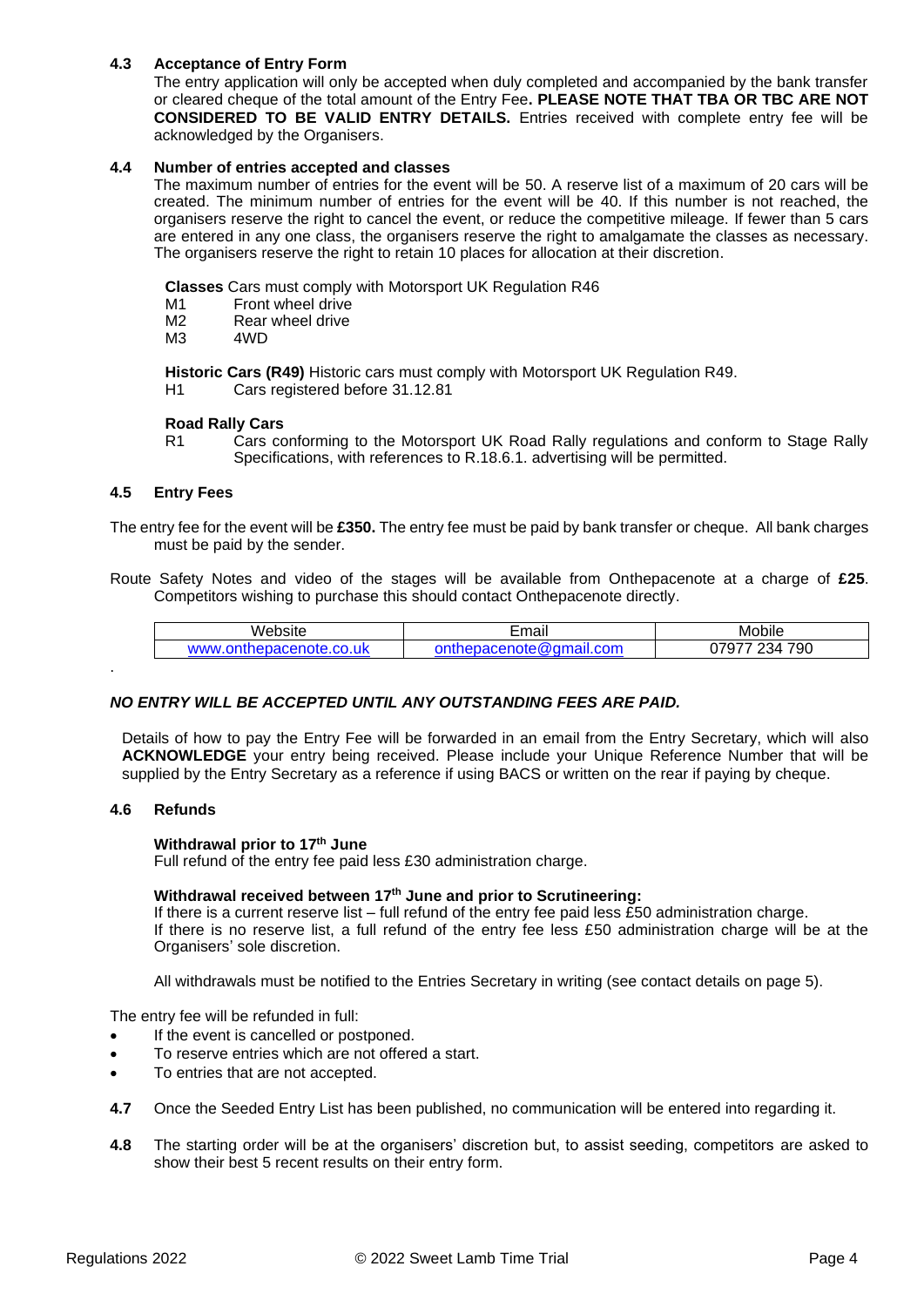### 4.3 Acceptance of Entry Form

The entry application will only be accepted when duly completed and accompanied by the bank transfer or cleared cheque of the total amount of the Entry Fee**. PLEASE NOTE THAT TBA OR TBC ARE NOT CONSIDERED TO BE VALID ENTRY DETAILS.** Entries received with complete entry fee will be acknowledged by the Organisers.

### 4.4 Number of entries accepted and classes

The maximum number of entries for the event will be 50. A reserve list of a maximum of 20 cars will be created. The minimum number of entries for the event will be 40. If this number is not reached, the organisers reserve the right to cancel the event, or reduce the competitive mileage. If fewer than 5 cars are entered in any one class, the organisers reserve the right to amalgamate the classes as necessary. The organisers reserve the right to retain 10 places for allocation at their discretion.

**Classes** Cars must comply with Motorsport UK Regulation R46

- M1 Front wheel drive
- M2 Rear wheel drive
- M3 4WD

**Historic Cars (R49)** Historic cars must comply with Motorsport UK Regulation R49.

- H1 Cars registered before 31.12.81

**Road Rally Cars**

- R1 Cars conforming to the Motorsport UK Road Rally regulations and conform to Stage Rally Specifications, with references to R.18.6.1. advertising will be permitted.

### 4.5 Entry Fees

The entry fee for the event will be **£350.** The entry fee must be paid by bank transfer or cheque. All bank charges must be paid by the sender.

Route Safety Notes and video of the stages will be available from Onthepacenote at a charge of **£25**. Competitors wishing to purchase this should contact Onthepacenote directly.

| Website | Email | Mobile |
|---|---|---|
| www.onthepacenote.co.uk | onthepacenote@gmail.com | 07977 234 790 |

***NO ENTRY WILL BE ACCEPTED UNTIL ANY OUTSTANDING FEES ARE PAID.***

Details of how to pay the Entry Fee will be forwarded in an email from the Entry Secretary, which will also **ACKNOWLEDGE** your entry being received. Please include your Unique Reference Number that will be supplied by the Entry Secretary as a reference if using BACS or written on the rear if paying by cheque.

### 4.6 Refunds

**Withdrawal prior to 17th June**

Full refund of the entry fee paid less £30 administration charge.

**Withdrawal received between 17th June and prior to Scrutineering:**

If there is a current reserve list – full refund of the entry fee paid less £50 administration charge.
If there is no reserve list, a full refund of the entry fee less £50 administration charge will be at the Organisers' sole discretion.

All withdrawals must be notified to the Entries Secretary in writing (see contact details on page 5).

The entry fee will be refunded in full:

- If the event is cancelled or postponed.
- To reserve entries which are not offered a start.
- To entries that are not accepted.

**4.7** Once the Seeded Entry List has been published, no communication will be entered into regarding it.

**4.8** The starting order will be at the organisers' discretion but, to assist seeding, competitors are asked to show their best 5 recent results on their entry form.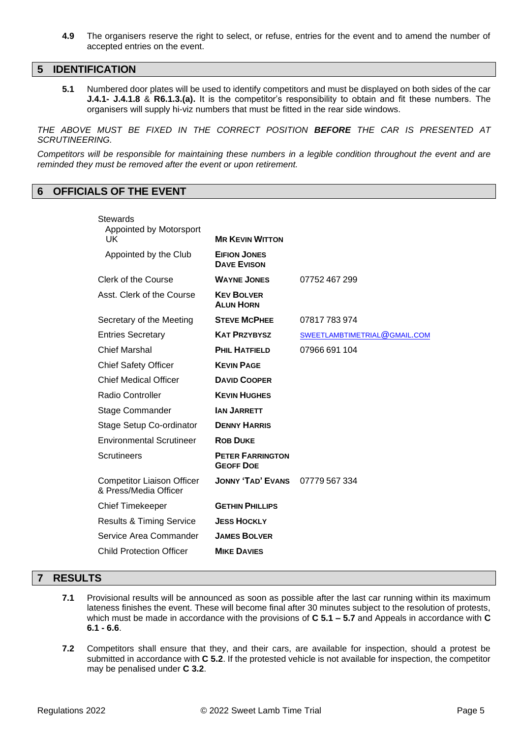**4.9** The organisers reserve the right to select, or refuse, entries for the event and to amend the number of accepted entries on the event.

## 5 IDENTIFICATION

**5.1** Numbered door plates will be used to identify competitors and must be displayed on both sides of the car **J.4.1- J.4.1.8** & **R6.1.3.(a).** It is the competitor's responsibility to obtain and fit these numbers. The organisers will supply hi-viz numbers that must be fitted in the rear side windows.

*THE ABOVE MUST BE FIXED IN THE CORRECT POSITION **BEFORE** THE CAR IS PRESENTED AT SCRUTINEERING.*

*Competitors will be responsible for maintaining these numbers in a legible condition throughout the event and are reminded they must be removed after the event or upon retirement.*

## 6 OFFICIALS OF THE EVENT

| Role | Name | Contact |
|---|---|---|
| Stewards | | |
| Appointed by Motorsport UK | **MR KEVIN WITTON** | |
| Appointed by the Club | **EIFION JONES**<br>**DAVE EVISON** | |
| Clerk of the Course | **WAYNE JONES** | 07752 467 299 |
| Asst. Clerk of the Course | **KEV BOLVER**<br>**ALUN HORN** | |
| Secretary of the Meeting | **STEVE MCPHEE** | 07817 783 974 |
| Entries Secretary | **KAT PRZYBYSZ** | SWEETLAMBTIMETRIAL@GMAIL.COM |
| Chief Marshal | **PHIL HATFIELD** | 07966 691 104 |
| Chief Safety Officer | **KEVIN PAGE** | |
| Chief Medical Officer | **DAVID COOPER** | |
| Radio Controller | **KEVIN HUGHES** | |
| Stage Commander | **IAN JARRETT** | |
| Stage Setup Co-ordinator | **DENNY HARRIS** | |
| Environmental Scrutineer | **ROB DUKE** | |
| Scrutineers | **PETER FARRINGTON**<br>**GEOFF DOE** | |
| Competitor Liaison Officer & Press/Media Officer | **JONNY 'TAD' EVANS** | 07779 567 334 |
| Chief Timekeeper | **GETHIN PHILLIPS** | |
| Results & Timing Service | **JESS HOCKLY** | |
| Service Area Commander | **JAMES BOLVER** | |
| Child Protection Officer | **MIKE DAVIES** | |

## 7 RESULTS

**7.1** Provisional results will be announced as soon as possible after the last car running within its maximum lateness finishes the event. These will become final after 30 minutes subject to the resolution of protests, which must be made in accordance with the provisions of **C 5.1 – 5.7** and Appeals in accordance with **C 6.1 - 6.6**.

**7.2** Competitors shall ensure that they, and their cars, are available for inspection, should a protest be submitted in accordance with **C 5.2**. If the protested vehicle is not available for inspection, the competitor may be penalised under **C 3.2**.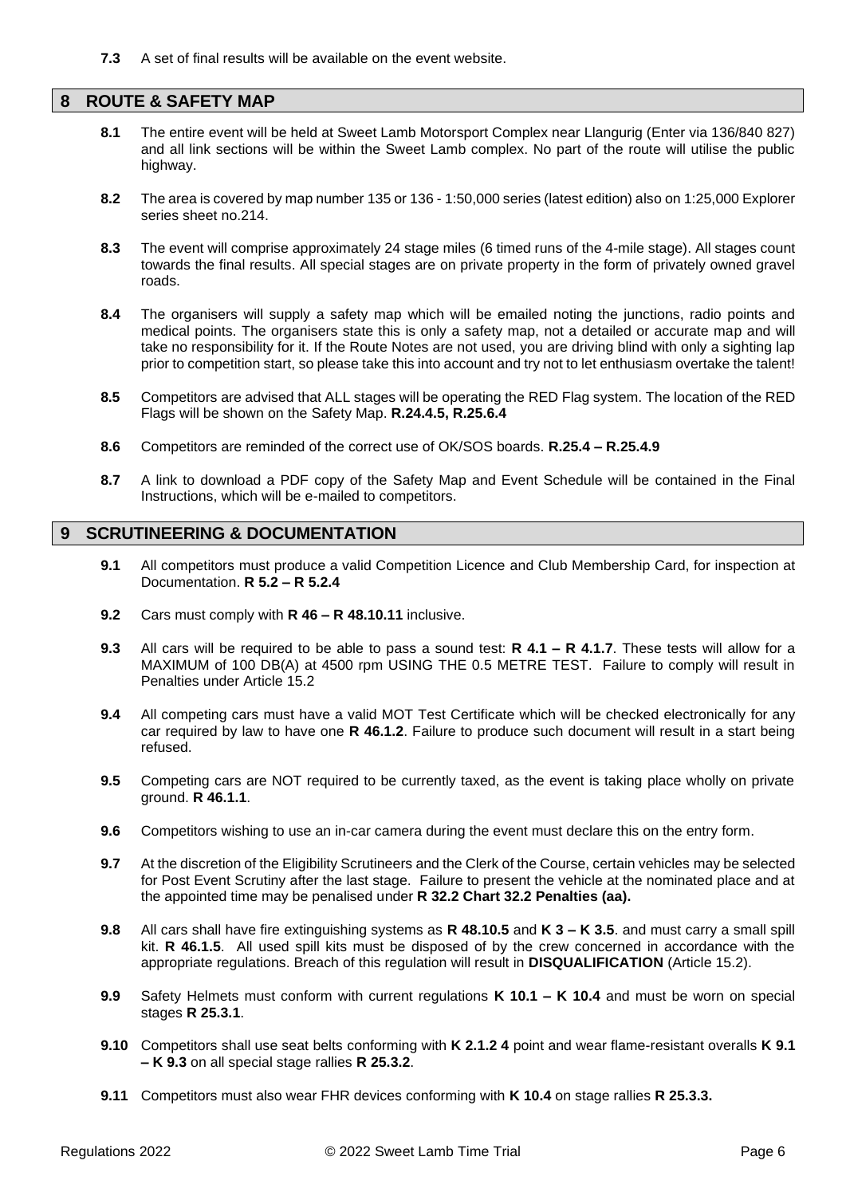**7.3** A set of final results will be available on the event website.

## 8 ROUTE & SAFETY MAP

**8.1** The entire event will be held at Sweet Lamb Motorsport Complex near Llangurig (Enter via 136/840 827) and all link sections will be within the Sweet Lamb complex. No part of the route will utilise the public highway.

**8.2** The area is covered by map number 135 or 136 - 1:50,000 series (latest edition) also on 1:25,000 Explorer series sheet no.214.

**8.3** The event will comprise approximately 24 stage miles (6 timed runs of the 4-mile stage). All stages count towards the final results. All special stages are on private property in the form of privately owned gravel roads.

**8.4** The organisers will supply a safety map which will be emailed noting the junctions, radio points and medical points. The organisers state this is only a safety map, not a detailed or accurate map and will take no responsibility for it. If the Route Notes are not used, you are driving blind with only a sighting lap prior to competition start, so please take this into account and try not to let enthusiasm overtake the talent!

**8.5** Competitors are advised that ALL stages will be operating the RED Flag system. The location of the RED Flags will be shown on the Safety Map. **R.24.4.5, R.25.6.4**

**8.6** Competitors are reminded of the correct use of OK/SOS boards. **R.25.4 – R.25.4.9**

**8.7** A link to download a PDF copy of the Safety Map and Event Schedule will be contained in the Final Instructions, which will be e-mailed to competitors.

## 9 SCRUTINEERING & DOCUMENTATION

**9.1** All competitors must produce a valid Competition Licence and Club Membership Card, for inspection at Documentation. **R 5.2 – R 5.2.4**

**9.2** Cars must comply with **R 46 – R 48.10.11** inclusive.

**9.3** All cars will be required to be able to pass a sound test: **R 4.1 – R 4.1.7**. These tests will allow for a MAXIMUM of 100 DB(A) at 4500 rpm USING THE 0.5 METRE TEST. Failure to comply will result in Penalties under Article 15.2

**9.4** All competing cars must have a valid MOT Test Certificate which will be checked electronically for any car required by law to have one **R 46.1.2**. Failure to produce such document will result in a start being refused.

**9.5** Competing cars are NOT required to be currently taxed, as the event is taking place wholly on private ground. **R 46.1.1**.

**9.6** Competitors wishing to use an in-car camera during the event must declare this on the entry form.

**9.7** At the discretion of the Eligibility Scrutineers and the Clerk of the Course, certain vehicles may be selected for Post Event Scrutiny after the last stage. Failure to present the vehicle at the nominated place and at the appointed time may be penalised under **R 32.2 Chart 32.2 Penalties (aa).**

**9.8** All cars shall have fire extinguishing systems as **R 48.10.5** and **K 3 – K 3.5**. and must carry a small spill kit. **R 46.1.5**. All used spill kits must be disposed of by the crew concerned in accordance with the appropriate regulations. Breach of this regulation will result in **DISQUALIFICATION** (Article 15.2).

**9.9** Safety Helmets must conform with current regulations **K 10.1 – K 10.4** and must be worn on special stages **R 25.3.1**.

**9.10** Competitors shall use seat belts conforming with **K 2.1.2 4** point and wear flame-resistant overalls **K 9.1 – K 9.3** on all special stage rallies **R 25.3.2**.

**9.11** Competitors must also wear FHR devices conforming with **K 10.4** on stage rallies **R 25.3.3.**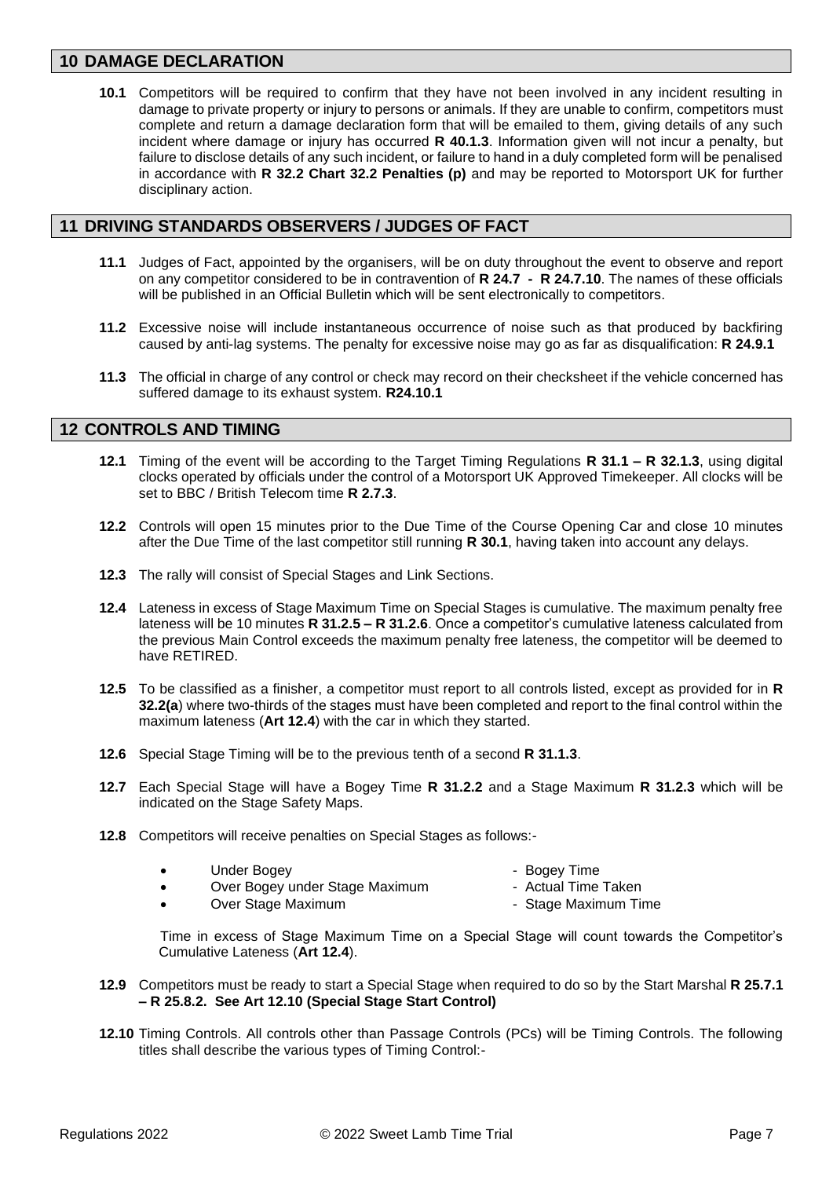## 10 DAMAGE DECLARATION

**10.1** Competitors will be required to confirm that they have not been involved in any incident resulting in damage to private property or injury to persons or animals. If they are unable to confirm, competitors must complete and return a damage declaration form that will be emailed to them, giving details of any such incident where damage or injury has occurred **R 40.1.3**. Information given will not incur a penalty, but failure to disclose details of any such incident, or failure to hand in a duly completed form will be penalised in accordance with **R 32.2 Chart 32.2 Penalties (p)** and may be reported to Motorsport UK for further disciplinary action.

## 11 DRIVING STANDARDS OBSERVERS / JUDGES OF FACT

**11.1** Judges of Fact, appointed by the organisers, will be on duty throughout the event to observe and report on any competitor considered to be in contravention of **R 24.7 - R 24.7.10**. The names of these officials will be published in an Official Bulletin which will be sent electronically to competitors.

**11.2** Excessive noise will include instantaneous occurrence of noise such as that produced by backfiring caused by anti-lag systems. The penalty for excessive noise may go as far as disqualification: **R 24.9.1**

**11.3** The official in charge of any control or check may record on their checksheet if the vehicle concerned has suffered damage to its exhaust system. **R24.10.1**

## 12 CONTROLS AND TIMING

**12.1** Timing of the event will be according to the Target Timing Regulations **R 31.1 – R 32.1.3**, using digital clocks operated by officials under the control of a Motorsport UK Approved Timekeeper. All clocks will be set to BBC / British Telecom time **R 2.7.3**.

**12.2** Controls will open 15 minutes prior to the Due Time of the Course Opening Car and close 10 minutes after the Due Time of the last competitor still running **R 30.1**, having taken into account any delays.

**12.3** The rally will consist of Special Stages and Link Sections.

**12.4** Lateness in excess of Stage Maximum Time on Special Stages is cumulative. The maximum penalty free lateness will be 10 minutes **R 31.2.5 – R 31.2.6**. Once a competitor's cumulative lateness calculated from the previous Main Control exceeds the maximum penalty free lateness, the competitor will be deemed to have RETIRED.

**12.5** To be classified as a finisher, a competitor must report to all controls listed, except as provided for in **R 32.2(a**) where two-thirds of the stages must have been completed and report to the final control within the maximum lateness (**Art 12.4**) with the car in which they started.

**12.6** Special Stage Timing will be to the previous tenth of a second **R 31.1.3**.

**12.7** Each Special Stage will have a Bogey Time **R 31.2.2** and a Stage Maximum **R 31.2.3** which will be indicated on the Stage Safety Maps.

**12.8** Competitors will receive penalties on Special Stages as follows:-

- Under Bogey - Bogey Time
- Over Bogey under Stage Maximum - Actual Time Taken
- Over Stage Maximum - Stage Maximum Time

Time in excess of Stage Maximum Time on a Special Stage will count towards the Competitor's Cumulative Lateness (**Art 12.4**).

**12.9** Competitors must be ready to start a Special Stage when required to do so by the Start Marshal **R 25.7.1 – R 25.8.2. See Art 12.10 (Special Stage Start Control)**

**12.10** Timing Controls. All controls other than Passage Controls (PCs) will be Timing Controls. The following titles shall describe the various types of Timing Control:-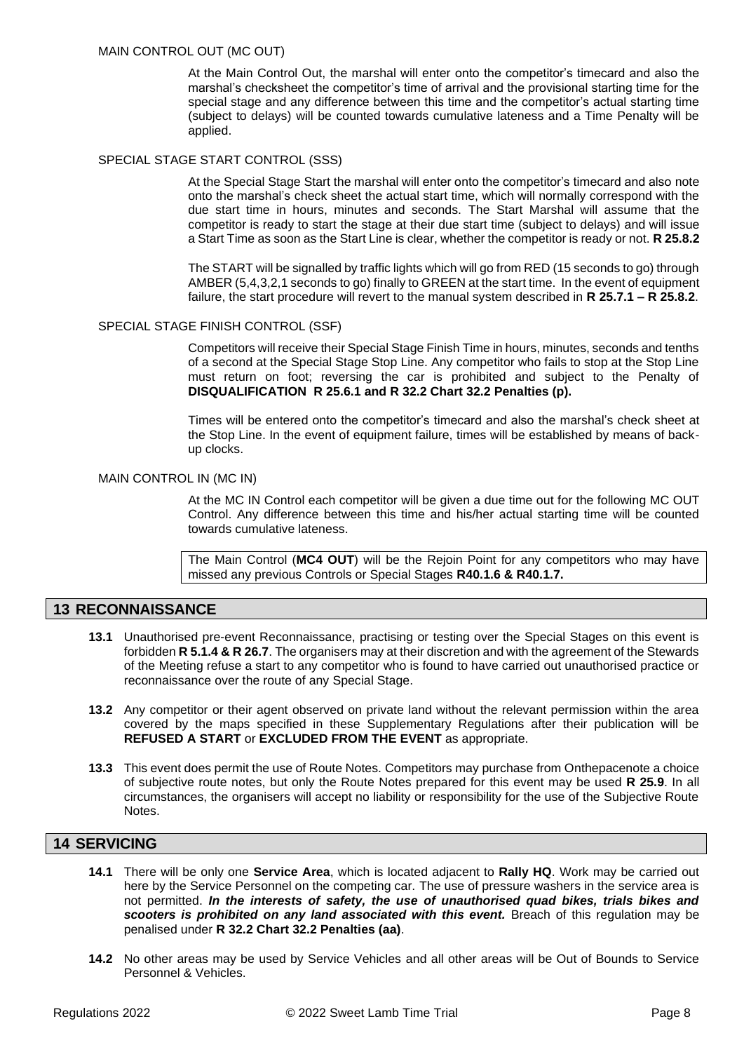MAIN CONTROL OUT (MC OUT)

At the Main Control Out, the marshal will enter onto the competitor's timecard and also the marshal's checksheet the competitor's time of arrival and the provisional starting time for the special stage and any difference between this time and the competitor's actual starting time (subject to delays) will be counted towards cumulative lateness and a Time Penalty will be applied.

SPECIAL STAGE START CONTROL (SSS)

At the Special Stage Start the marshal will enter onto the competitor's timecard and also note onto the marshal's check sheet the actual start time, which will normally correspond with the due start time in hours, minutes and seconds. The Start Marshal will assume that the competitor is ready to start the stage at their due start time (subject to delays) and will issue a Start Time as soon as the Start Line is clear, whether the competitor is ready or not. **R 25.8.2**

The START will be signalled by traffic lights which will go from RED (15 seconds to go) through AMBER (5,4,3,2,1 seconds to go) finally to GREEN at the start time. In the event of equipment failure, the start procedure will revert to the manual system described in **R 25.7.1 – R 25.8.2**.

SPECIAL STAGE FINISH CONTROL (SSF)

Competitors will receive their Special Stage Finish Time in hours, minutes, seconds and tenths of a second at the Special Stage Stop Line. Any competitor who fails to stop at the Stop Line must return on foot; reversing the car is prohibited and subject to the Penalty of **DISQUALIFICATION R 25.6.1 and R 32.2 Chart 32.2 Penalties (p).**

Times will be entered onto the competitor's timecard and also the marshal's check sheet at the Stop Line. In the event of equipment failure, times will be established by means of back-up clocks.

MAIN CONTROL IN (MC IN)

At the MC IN Control each competitor will be given a due time out for the following MC OUT Control. Any difference between this time and his/her actual starting time will be counted towards cumulative lateness.

The Main Control (**MC4 OUT**) will be the Rejoin Point for any competitors who may have missed any previous Controls or Special Stages **R40.1.6 & R40.1.7.**

## 13 RECONNAISSANCE

**13.1** Unauthorised pre-event Reconnaissance, practising or testing over the Special Stages on this event is forbidden **R 5.1.4 & R 26.7**. The organisers may at their discretion and with the agreement of the Stewards of the Meeting refuse a start to any competitor who is found to have carried out unauthorised practice or reconnaissance over the route of any Special Stage.

**13.2** Any competitor or their agent observed on private land without the relevant permission within the area covered by the maps specified in these Supplementary Regulations after their publication will be **REFUSED A START** or **EXCLUDED FROM THE EVENT** as appropriate.

**13.3** This event does permit the use of Route Notes. Competitors may purchase from Onthepacenote a choice of subjective route notes, but only the Route Notes prepared for this event may be used **R 25.9**. In all circumstances, the organisers will accept no liability or responsibility for the use of the Subjective Route Notes.

## 14 SERVICING

**14.1** There will be only one **Service Area**, which is located adjacent to **Rally HQ**. Work may be carried out here by the Service Personnel on the competing car. The use of pressure washers in the service area is not permitted. ***In the interests of safety, the use of unauthorised quad bikes, trials bikes and scooters is prohibited on any land associated with this event.*** Breach of this regulation may be penalised under **R 32.2 Chart 32.2 Penalties (aa)**.

**14.2** No other areas may be used by Service Vehicles and all other areas will be Out of Bounds to Service Personnel & Vehicles.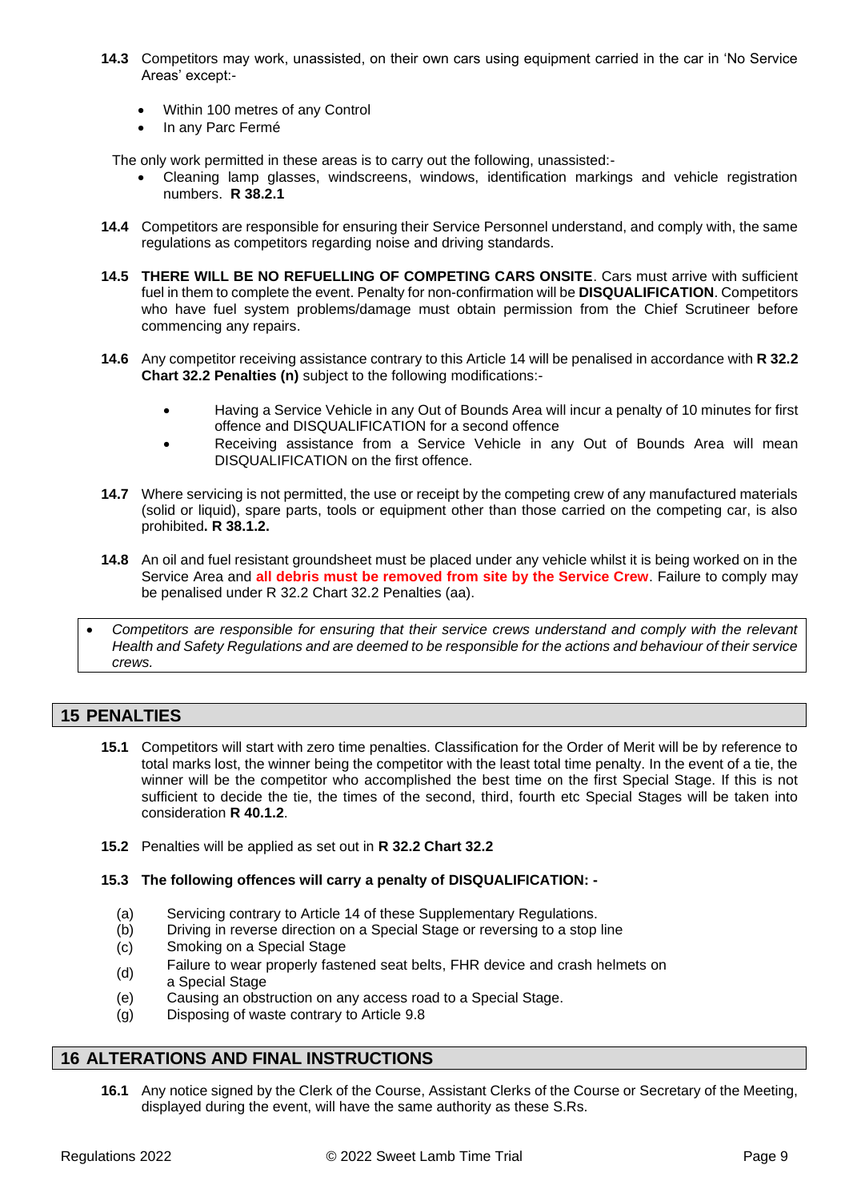**14.3** Competitors may work, unassisted, on their own cars using equipment carried in the car in 'No Service Areas' except:-

- Within 100 metres of any Control
- In any Parc Fermé

The only work permitted in these areas is to carry out the following, unassisted:-

- Cleaning lamp glasses, windscreens, windows, identification markings and vehicle registration numbers. **R 38.2.1**

**14.4** Competitors are responsible for ensuring their Service Personnel understand, and comply with, the same regulations as competitors regarding noise and driving standards.

**14.5** **THERE WILL BE NO REFUELLING OF COMPETING CARS ONSITE**. Cars must arrive with sufficient fuel in them to complete the event. Penalty for non-confirmation will be **DISQUALIFICATION**. Competitors who have fuel system problems/damage must obtain permission from the Chief Scrutineer before commencing any repairs.

**14.6** Any competitor receiving assistance contrary to this Article 14 will be penalised in accordance with **R 32.2 Chart 32.2 Penalties (n)** subject to the following modifications:-

- Having a Service Vehicle in any Out of Bounds Area will incur a penalty of 10 minutes for first offence and DISQUALIFICATION for a second offence
- Receiving assistance from a Service Vehicle in any Out of Bounds Area will mean DISQUALIFICATION on the first offence.

**14.7** Where servicing is not permitted, the use or receipt by the competing crew of any manufactured materials (solid or liquid), spare parts, tools or equipment other than those carried on the competing car, is also prohibited**. R 38.1.2.**

**14.8** An oil and fuel resistant groundsheet must be placed under any vehicle whilst it is being worked on in the Service Area and **all debris must be removed from site by the Service Crew**. Failure to comply may be penalised under R 32.2 Chart 32.2 Penalties (aa).

- *Competitors are responsible for ensuring that their service crews understand and comply with the relevant Health and Safety Regulations and are deemed to be responsible for the actions and behaviour of their service crews.*

## 15 PENALTIES

**15.1** Competitors will start with zero time penalties. Classification for the Order of Merit will be by reference to total marks lost, the winner being the competitor with the least total time penalty. In the event of a tie, the winner will be the competitor who accomplished the best time on the first Special Stage. If this is not sufficient to decide the tie, the times of the second, third, fourth etc Special Stages will be taken into consideration **R 40.1.2**.

**15.2** Penalties will be applied as set out in **R 32.2 Chart 32.2**

**15.3 The following offences will carry a penalty of DISQUALIFICATION: -**

(a) Servicing contrary to Article 14 of these Supplementary Regulations.
(b) Driving in reverse direction on a Special Stage or reversing to a stop line
(c) Smoking on a Special Stage
(d) Failure to wear properly fastened seat belts, FHR device and crash helmets on a Special Stage
(e) Causing an obstruction on any access road to a Special Stage.
(g) Disposing of waste contrary to Article 9.8

## 16 ALTERATIONS AND FINAL INSTRUCTIONS

**16.1** Any notice signed by the Clerk of the Course, Assistant Clerks of the Course or Secretary of the Meeting, displayed during the event, will have the same authority as these S.Rs.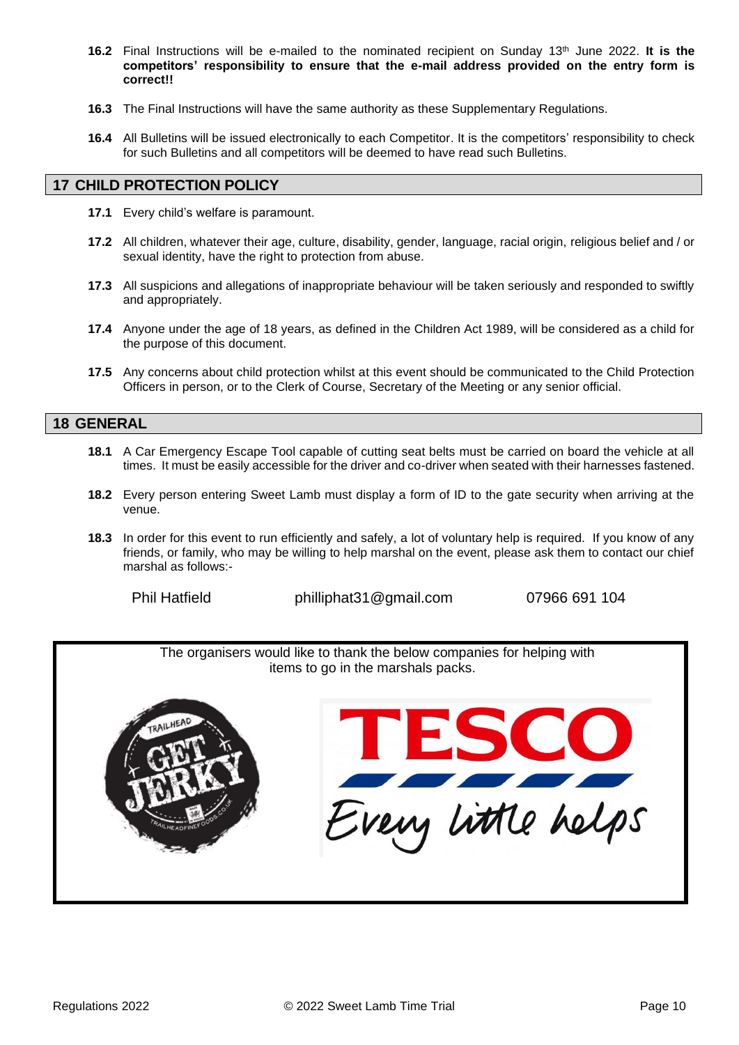**16.2** Final Instructions will be e-mailed to the nominated recipient on Sunday 13th June 2022. **It is the competitors' responsibility to ensure that the e-mail address provided on the entry form is correct!!**

**16.3** The Final Instructions will have the same authority as these Supplementary Regulations.

**16.4** All Bulletins will be issued electronically to each Competitor. It is the competitors' responsibility to check for such Bulletins and all competitors will be deemed to have read such Bulletins.

## 17 CHILD PROTECTION POLICY

**17.1** Every child's welfare is paramount.

**17.2** All children, whatever their age, culture, disability, gender, language, racial origin, religious belief and / or sexual identity, have the right to protection from abuse.

**17.3** All suspicions and allegations of inappropriate behaviour will be taken seriously and responded to swiftly and appropriately.

**17.4** Anyone under the age of 18 years, as defined in the Children Act 1989, will be considered as a child for the purpose of this document.

**17.5** Any concerns about child protection whilst at this event should be communicated to the Child Protection Officers in person, or to the Clerk of Course, Secretary of the Meeting or any senior official.

## 18 GENERAL

**18.1** A Car Emergency Escape Tool capable of cutting seat belts must be carried on board the vehicle at all times. It must be easily accessible for the driver and co-driver when seated with their harnesses fastened.

**18.2** Every person entering Sweet Lamb must display a form of ID to the gate security when arriving at the venue.

**18.3** In order for this event to run efficiently and safely, a lot of voluntary help is required. If you know of any friends, or family, who may be willing to help marshal on the event, please ask them to contact our chief marshal as follows:-

Phil Hatfield    philliphat31@gmail.com    07966 691 104

The organisers would like to thank the below companies for helping with items to go in the marshals packs.

TRAILHEAD GET JERKY TRAILHEADFINEFOODS.CO.UK

TESCO Every little helps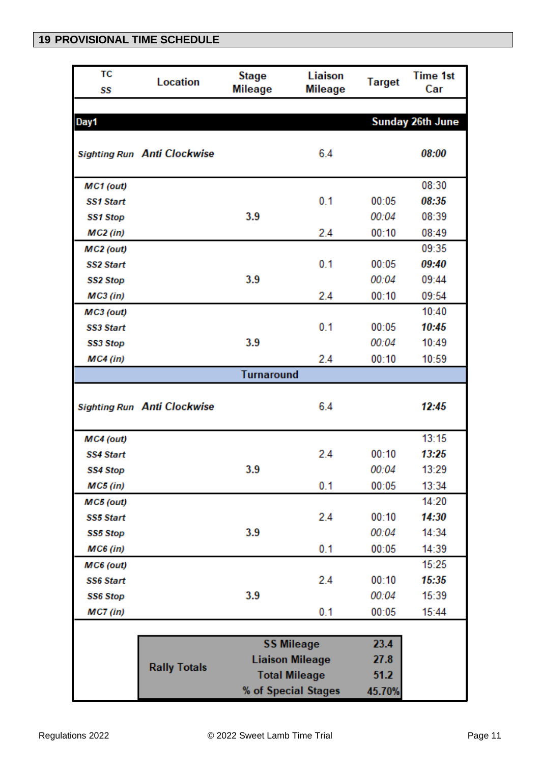## 19 PROVISIONAL TIME SCHEDULE

| TC SS | Location | Stage Mileage | Liaison Mileage | Target | Time 1st Car |
|---|---|---|---|---|---|
| **Day1** | | | | | **Sunday 26th June** |
| ***Sighting Run*** | ***Anti Clockwise*** | | 6.4 | | ***08:00*** |
| ***MC1 (out)*** | | | | | 08:30 |
| ***SS1 Start*** | | | 0.1 | 00:05 | ***08:35*** |
| ***SS1 Stop*** | | **3.9** | | *00:04* | 08:39 |
| ***MC2 (in)*** | | | 2.4 | 00:10 | 08:49 |
| ***MC2 (out)*** | | | | | 09:35 |
| ***SS2 Start*** | | | 0.1 | 00:05 | ***09:40*** |
| ***SS2 Stop*** | | **3.9** | | *00:04* | 09:44 |
| ***MC3 (in)*** | | | 2.4 | 00:10 | 09:54 |
| ***MC3 (out)*** | | | | | 10:40 |
| ***SS3 Start*** | | | 0.1 | 00:05 | ***10:45*** |
| ***SS3 Stop*** | | **3.9** | | *00:04* | 10:49 |
| ***MC4 (in)*** | | | 2.4 | 00:10 | 10:59 |
| | | **Turnaround** | | | |
| ***Sighting Run*** | ***Anti Clockwise*** | | 6.4 | | ***12:45*** |
| ***MC4 (out)*** | | | | | 13:15 |
| ***SS4 Start*** | | | 2.4 | 00:10 | ***13:25*** |
| ***SS4 Stop*** | | **3.9** | | *00:04* | 13:29 |
| ***MC5 (in)*** | | | 0.1 | 00:05 | 13:34 |
| ***MC5 (out)*** | | | | | 14:20 |
| ***SS5 Start*** | | | 2.4 | 00:10 | ***14:30*** |
| ***SS5 Stop*** | | **3.9** | | *00:04* | 14:34 |
| ***MC6 (in)*** | | | 0.1 | 00:05 | 14:39 |
| ***MC6 (out)*** | | | | | 15:25 |
| ***SS6 Start*** | | | 2.4 | 00:10 | ***15:35*** |
| ***SS6 Stop*** | | **3.9** | | *00:04* | 15:39 |
| ***MC7 (in)*** | | | 0.1 | 00:05 | 15:44 |

| Rally Totals | | |
|---|---|---|
| | **SS Mileage** | **23.4** |
| | **Liaison Mileage** | **27.8** |
| | **Total Mileage** | **51.2** |
| | **% of Special Stages** | **45.70%** |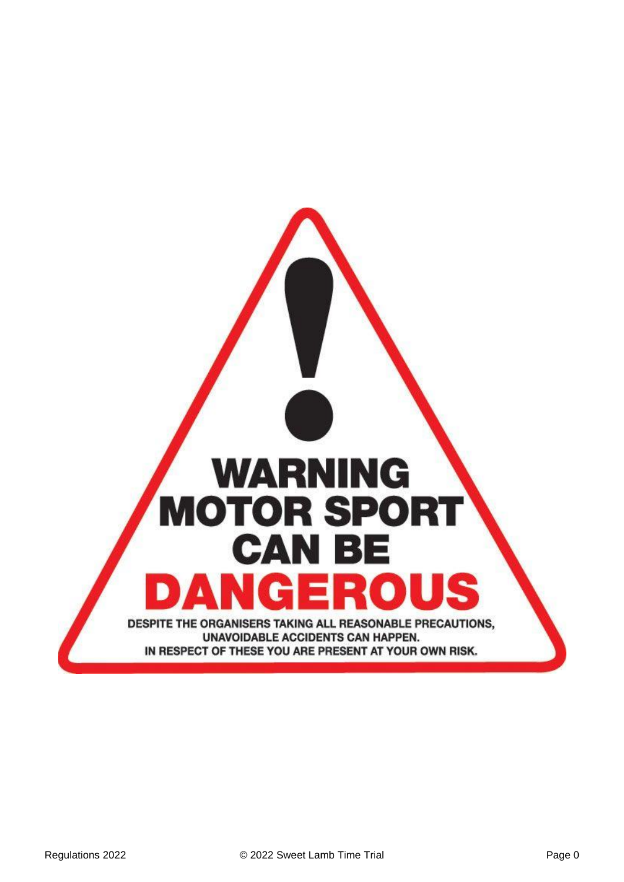# WARNING
# MOTOR SPORT
# CAN BE
# DANGEROUS

**DESPITE THE ORGANISERS TAKING ALL REASONABLE PRECAUTIONS, UNAVOIDABLE ACCIDENTS CAN HAPPEN.**

**IN RESPECT OF THESE YOU ARE PRESENT AT YOUR OWN RISK.**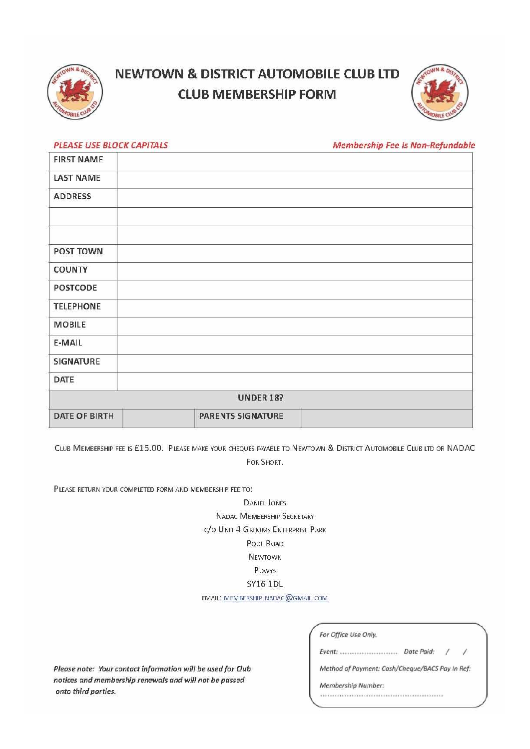# NEWTOWN & DISTRICT AUTOMOBILE CLUB LTD
## CLUB MEMBERSHIP FORM

*PLEASE USE BLOCK CAPITALS* — *Membership Fee is Non-Refundable*

| FIRST NAME | | | |
|---|---|---|---|
| LAST NAME | | | |
| ADDRESS | | | |
| | | | |
| | | | |
| POST TOWN | | | |
| COUNTY | | | |
| POSTCODE | | | |
| TELEPHONE | | | |
| MOBILE | | | |
| E-MAIL | | | |
| SIGNATURE | | | |
| DATE | | | |
| UNDER 18? | | | |
| DATE OF BIRTH | | PARENTS SIGNATURE | |

Club Membership fee is £15.00. Please make your cheques payable to Newtown & District Automobile Club Ltd or NADAC For Short.

Please return your completed form and membership fee to:

Daniel Jones
NADAC Membership Secretary
c/o Unit 4 Grooms Enterprise Park
Pool Road
Newtown
Powys
SY16 1DL
Email: membership.nadac@gmail.com

*For Office Use Only.*
*Event: ........................ Date Paid: / /*
*Method of Payment: Cash/Cheque/BACS Pay In Ref:*
*Membership Number: ..................................................*

*Please note: Your contact information will be used for Club notices and membership renewals and will not be passed onto third parties.*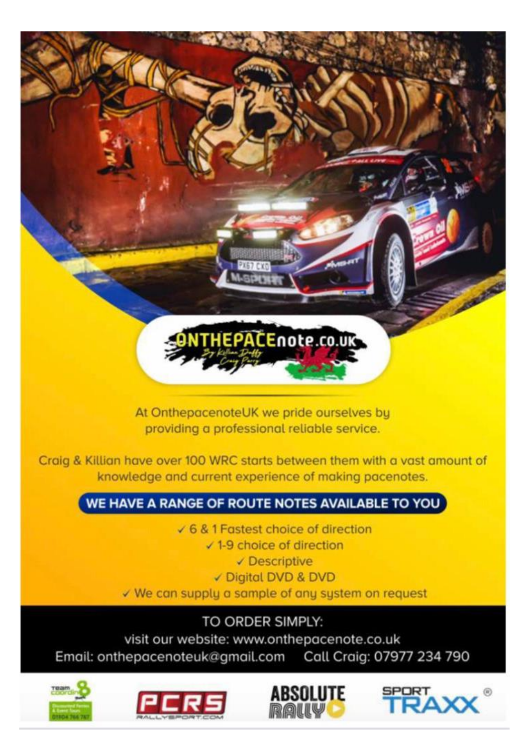# ONTHEPACEnote.co.uk

*By Killian Duffy Craig Parry*

At OnthepacenoteUK we pride ourselves by providing a professional reliable service.

Craig & Killian have over 100 WRC starts between them with a vast amount of knowledge and current experience of making pacenotes.

**WE HAVE A RANGE OF ROUTE NOTES AVAILABLE TO YOU**

- ✓ 6 & 1 Fastest choice of direction
- ✓ 1-9 choice of direction
- ✓ Descriptive
- ✓ Digital DVD & DVD
- ✓ We can supply a sample of any system on request

TO ORDER SIMPLY:

visit our website: www.onthepacenote.co.uk

Email: onthepacenoteuk@gmail.com    Call Craig: 07977 234 790

Team Coordin8 | PCRS RALLYSPORT.COM | ABSOLUTE RALLY | SPORT TRAXX